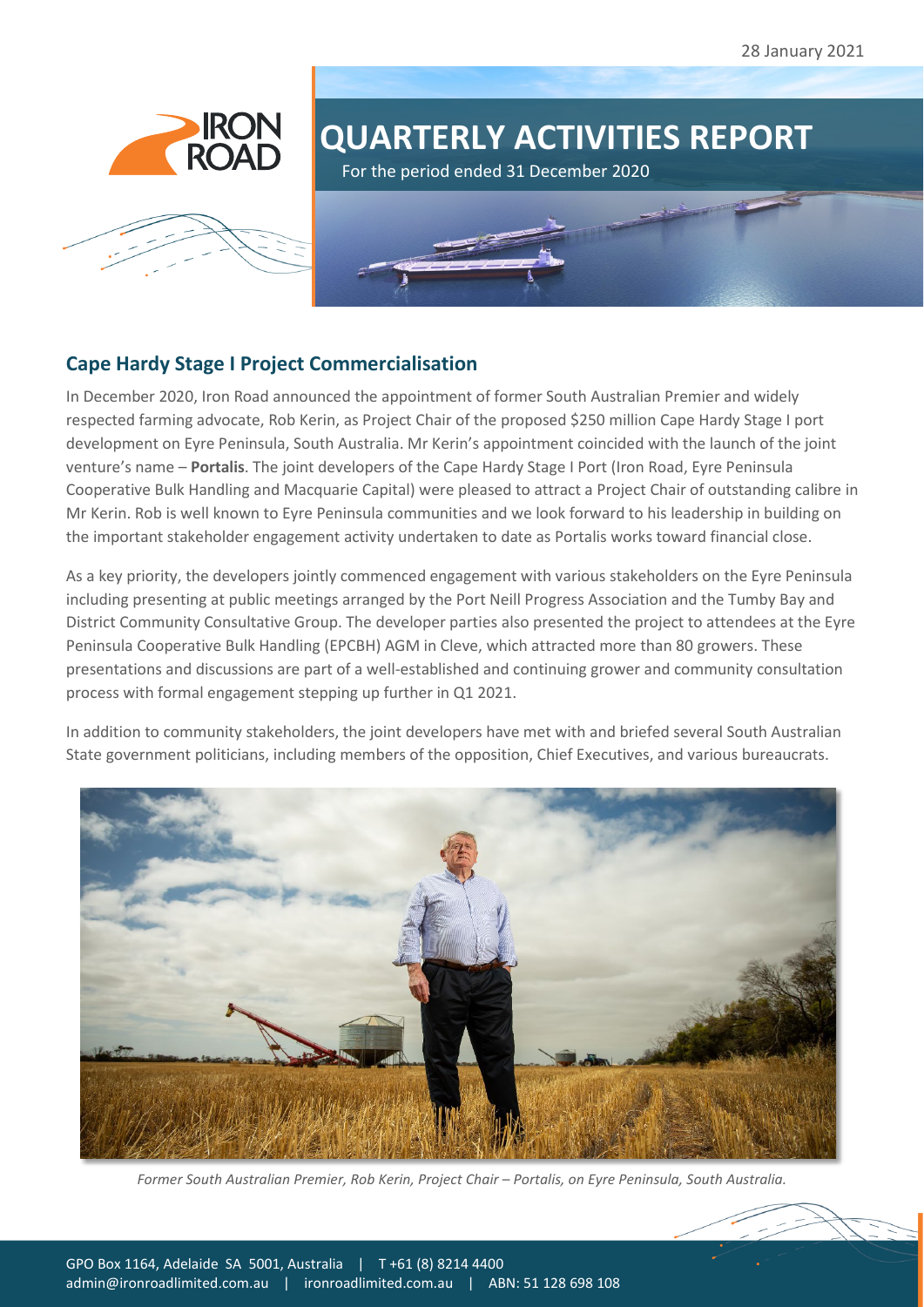28 January 2021

# QUARTERLY ACTIVITIES REPORT

For the period ended 31 December 2020

## Cape Hardy Stage I Project Commercialisation

In December 2020, Iron Road announced the appointment of former South Australian Premier and widely respected farming advocate, Rob Kerin, as Project Chair of the proposed $250 million Cape Hardy Stage I port development on Eyre Peninsula, South Australia. Mr Kerin's appointment coincided with the launch of the joint venture's name – **Portalis**. The joint developers of the Cape Hardy Stage I Port (Iron Road, Eyre Peninsula Cooperative Bulk Handling and Macquarie Capital) were pleased to attract a Project Chair of outstanding calibre in Mr Kerin. Rob is well known to Eyre Peninsula communities and we look forward to his leadership in building on the important stakeholder engagement activity undertaken to date as Portalis works toward financial close.

As a key priority, the developers jointly commenced engagement with various stakeholders on the Eyre Peninsula including presenting at public meetings arranged by the Port Neill Progress Association and the Tumby Bay and District Community Consultative Group. The developer parties also presented the project to attendees at the Eyre Peninsula Cooperative Bulk Handling (EPCBH) AGM in Cleve, which attracted more than 80 growers. These presentations and discussions are part of a well-established and continuing grower and community consultation process with formal engagement stepping up further in Q1 2021.

In addition to community stakeholders, the joint developers have met with and briefed several South Australian State government politicians, including members of the opposition, Chief Executives, and various bureaucrats.

*Former South Australian Premier, Rob Kerin, Project Chair – Portalis, on Eyre Peninsula, South Australia.*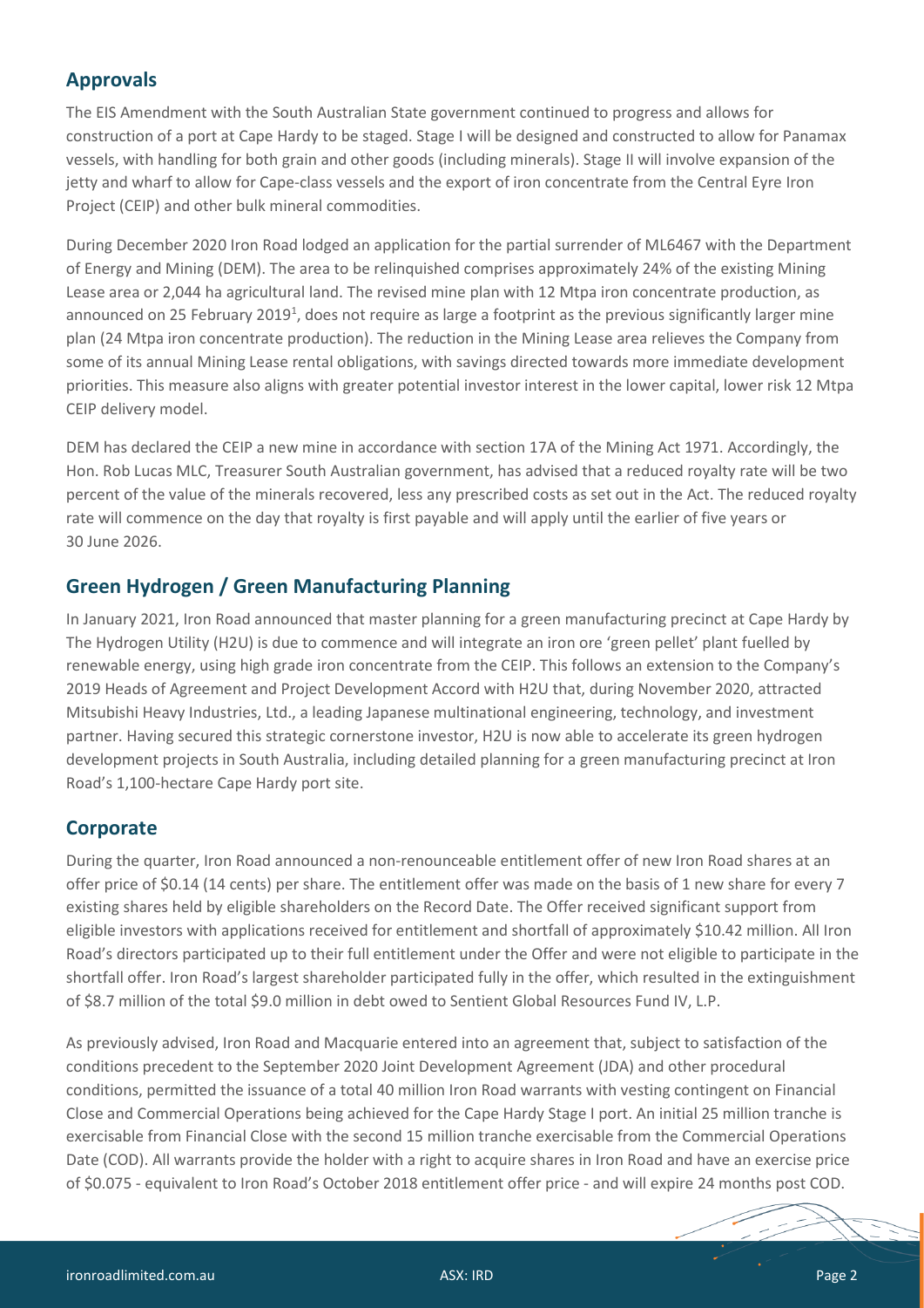## Approvals

The EIS Amendment with the South Australian State government continued to progress and allows for construction of a port at Cape Hardy to be staged. Stage I will be designed and constructed to allow for Panamax vessels, with handling for both grain and other goods (including minerals). Stage II will involve expansion of the jetty and wharf to allow for Cape-class vessels and the export of iron concentrate from the Central Eyre Iron Project (CEIP) and other bulk mineral commodities.

During December 2020 Iron Road lodged an application for the partial surrender of ML6467 with the Department of Energy and Mining (DEM). The area to be relinquished comprises approximately 24% of the existing Mining Lease area or 2,044 ha agricultural land. The revised mine plan with 12 Mtpa iron concentrate production, as announced on 25 February 2019[1], does not require as large a footprint as the previous significantly larger mine plan (24 Mtpa iron concentrate production). The reduction in the Mining Lease area relieves the Company from some of its annual Mining Lease rental obligations, with savings directed towards more immediate development priorities. This measure also aligns with greater potential investor interest in the lower capital, lower risk 12 Mtpa CEIP delivery model.

DEM has declared the CEIP a new mine in accordance with section 17A of the Mining Act 1971. Accordingly, the Hon. Rob Lucas MLC, Treasurer South Australian government, has advised that a reduced royalty rate will be two percent of the value of the minerals recovered, less any prescribed costs as set out in the Act. The reduced royalty rate will commence on the day that royalty is first payable and will apply until the earlier of five years or 30 June 2026.

## Green Hydrogen / Green Manufacturing Planning

In January 2021, Iron Road announced that master planning for a green manufacturing precinct at Cape Hardy by The Hydrogen Utility (H2U) is due to commence and will integrate an iron ore 'green pellet' plant fuelled by renewable energy, using high grade iron concentrate from the CEIP. This follows an extension to the Company's 2019 Heads of Agreement and Project Development Accord with H2U that, during November 2020, attracted Mitsubishi Heavy Industries, Ltd., a leading Japanese multinational engineering, technology, and investment partner. Having secured this strategic cornerstone investor, H2U is now able to accelerate its green hydrogen development projects in South Australia, including detailed planning for a green manufacturing precinct at Iron Road's 1,100-hectare Cape Hardy port site.

## Corporate

During the quarter, Iron Road announced a non-renounceable entitlement offer of new Iron Road shares at an offer price of $0.14 (14 cents) per share. The entitlement offer was made on the basis of 1 new share for every 7 existing shares held by eligible shareholders on the Record Date. The Offer received significant support from eligible investors with applications received for entitlement and shortfall of approximately $10.42 million. All Iron Road's directors participated up to their full entitlement under the Offer and were not eligible to participate in the shortfall offer. Iron Road's largest shareholder participated fully in the offer, which resulted in the extinguishment of $8.7 million of the total $9.0 million in debt owed to Sentient Global Resources Fund IV, L.P.

As previously advised, Iron Road and Macquarie entered into an agreement that, subject to satisfaction of the conditions precedent to the September 2020 Joint Development Agreement (JDA) and other procedural conditions, permitted the issuance of a total 40 million Iron Road warrants with vesting contingent on Financial Close and Commercial Operations being achieved for the Cape Hardy Stage I port. An initial 25 million tranche is exercisable from Financial Close with the second 15 million tranche exercisable from the Commercial Operations Date (COD). All warrants provide the holder with a right to acquire shares in Iron Road and have an exercise price of $0.075 - equivalent to Iron Road's October 2018 entitlement offer price - and will expire 24 months post COD.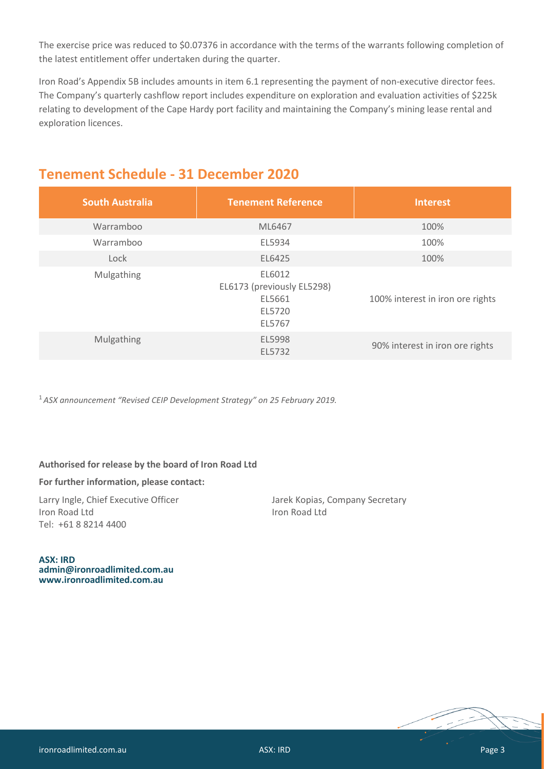The exercise price was reduced to $0.07376 in accordance with the terms of the warrants following completion of the latest entitlement offer undertaken during the quarter.

Iron Road's Appendix 5B includes amounts in item 6.1 representing the payment of non-executive director fees. The Company's quarterly cashflow report includes expenditure on exploration and evaluation activities of $225k relating to development of the Cape Hardy port facility and maintaining the Company's mining lease rental and exploration licences.

## Tenement Schedule - 31 December 2020

| South Australia | Tenement Reference | Interest |
|---|---|---|
| Warramboo | ML6467 | 100% |
| Warramboo | EL5934 | 100% |
| Lock | EL6425 | 100% |
| Mulgathing | EL6012<br>EL6173 (previously EL5298)<br>EL5661<br>EL5720<br>EL5767 | 100% interest in iron ore rights |
| Mulgathing | EL5998<br>EL5732 | 90% interest in iron ore rights |

[1] *ASX announcement "Revised CEIP Development Strategy" on 25 February 2019.*

**Authorised for release by the board of Iron Road Ltd**

**For further information, please contact:**

Larry Ingle, Chief Executive Officer
Iron Road Ltd
Tel: +61 8 8214 4400

Jarek Kopias, Company Secretary
Iron Road Ltd

**ASX: IRD**
**admin@ironroadlimited.com.au**
**www.ironroadlimited.com.au**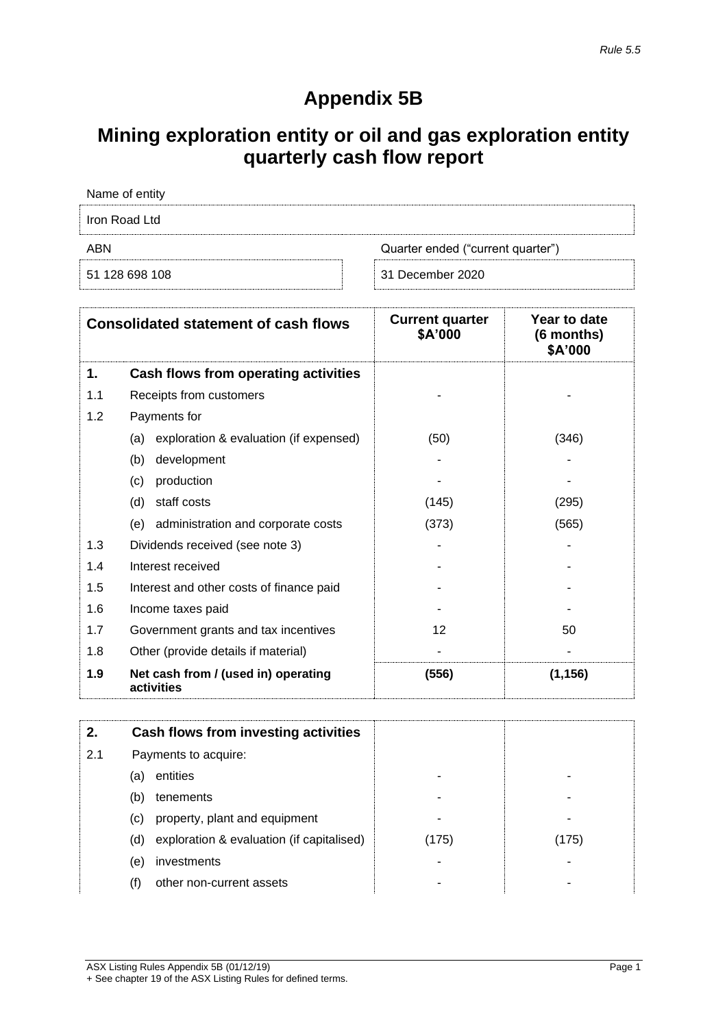*Rule 5.5*

# Appendix 5B

# Mining exploration entity or oil and gas exploration entity quarterly cash flow report

| Name of entity | |
|---|---|
| Iron Road Ltd | |
| **ABN** | **Quarter ended ("current quarter")** |
| 51 128 698 108 | 31 December 2020 |

| | Consolidated statement of cash flows | Current quarter $A'000 | Year to date (6 months) $A'000 |
|---|---|---|---|
| **1.** | **Cash flows from operating activities** | | |
| 1.1 | Receipts from customers | - | - |
| 1.2 | Payments for | | |
| | (a) exploration & evaluation (if expensed) | (50) | (346) |
| | (b) development | - | - |
| | (c) production | - | - |
| | (d) staff costs | (145) | (295) |
| | (e) administration and corporate costs | (373) | (565) |
| 1.3 | Dividends received (see note 3) | - | - |
| 1.4 | Interest received | - | - |
| 1.5 | Interest and other costs of finance paid | - | - |
| 1.6 | Income taxes paid | - | - |
| 1.7 | Government grants and tax incentives | 12 | 50 |
| 1.8 | Other (provide details if material) | - | - |
| **1.9** | **Net cash from / (used in) operating activities** | **(556)** | **(1,156)** |

| | | | |
|---|---|---|---|
| **2.** | **Cash flows from investing activities** | | |
| 2.1 | Payments to acquire: | | |
| | (a) entities | - | - |
| | (b) tenements | - | - |
| | (c) property, plant and equipment | - | - |
| | (d) exploration & evaluation (if capitalised) | (175) | (175) |
| | (e) investments | - | - |
| | (f) other non-current assets | - | - |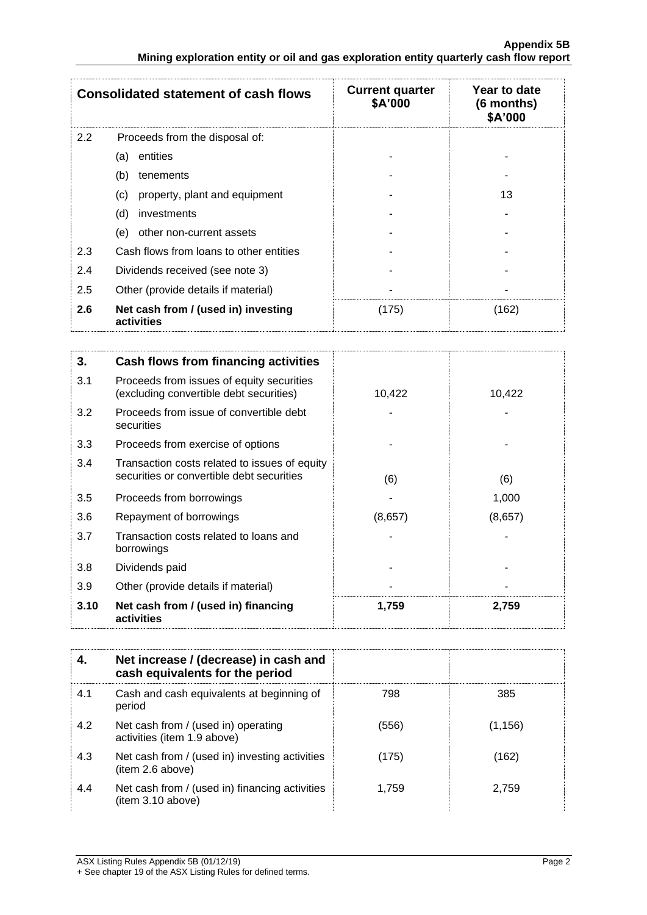| Consolidated statement of cash flows | | Current quarter $A'000 | Year to date (6 months) $A'000 |
|---|---|---|---|
| 2.2 | Proceeds from the disposal of: | | |
| | (a) entities | - | - |
| | (b) tenements | - | - |
| | (c) property, plant and equipment | - | 13 |
| | (d) investments | - | - |
| | (e) other non-current assets | - | - |
| 2.3 | Cash flows from loans to other entities | - | - |
| 2.4 | Dividends received (see note 3) | - | - |
| 2.5 | Other (provide details if material) | - | - |
| **2.6** | **Net cash from / (used in) investing activities** | (175) | (162) |

| **3.** | **Cash flows from financing activities** | | |
|---|---|---|---|
| 3.1 | Proceeds from issues of equity securities (excluding convertible debt securities) | 10,422 | 10,422 |
| 3.2 | Proceeds from issue of convertible debt securities | - | - |
| 3.3 | Proceeds from exercise of options | - | - |
| 3.4 | Transaction costs related to issues of equity securities or convertible debt securities | (6) | (6) |
| 3.5 | Proceeds from borrowings | - | 1,000 |
| 3.6 | Repayment of borrowings | (8,657) | (8,657) |
| 3.7 | Transaction costs related to loans and borrowings | - | - |
| 3.8 | Dividends paid | - | - |
| 3.9 | Other (provide details if material) | - | - |
| **3.10** | **Net cash from / (used in) financing activities** | **1,759** | **2,759** |

| **4.** | **Net increase / (decrease) in cash and cash equivalents for the period** | | |
|---|---|---|---|
| 4.1 | Cash and cash equivalents at beginning of period | 798 | 385 |
| 4.2 | Net cash from / (used in) operating activities (item 1.9 above) | (556) | (1,156) |
| 4.3 | Net cash from / (used in) investing activities (item 2.6 above) | (175) | (162) |
| 4.4 | Net cash from / (used in) financing activities (item 3.10 above) | 1,759 | 2,759 |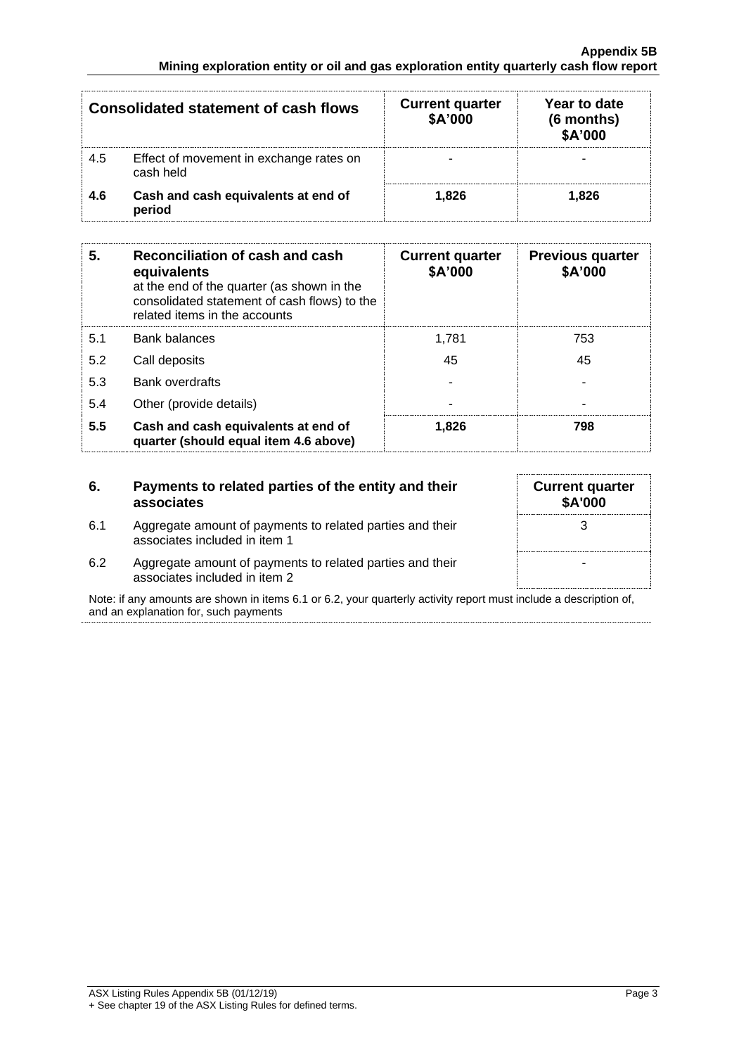| Consolidated statement of cash flows | | Current quarter $A'000 | Year to date (6 months) $A'000 |
|---|---|---|---|
| 4.5 | Effect of movement in exchange rates on cash held | - | - |
| **4.6** | **Cash and cash equivalents at end of period** | **1,826** | **1,826** |

| 5. | Reconciliation of cash and cash equivalents at the end of the quarter (as shown in the consolidated statement of cash flows) to the related items in the accounts | Current quarter $A'000 | Previous quarter $A'000 |
|---|---|---|---|
| 5.1 | Bank balances | 1,781 | 753 |
| 5.2 | Call deposits | 45 | 45 |
| 5.3 | Bank overdrafts | - | - |
| 5.4 | Other (provide details) | - | - |
| **5.5** | **Cash and cash equivalents at end of quarter (should equal item 4.6 above)** | **1,826** | **798** |

| 6. | Payments to related parties of the entity and their associates | Current quarter $A'000 |
|---|---|---|
| 6.1 | Aggregate amount of payments to related parties and their associates included in item 1 | 3 |
| 6.2 | Aggregate amount of payments to related parties and their associates included in item 2 | - |

Note: if any amounts are shown in items 6.1 or 6.2, your quarterly activity report must include a description of, and an explanation for, such payments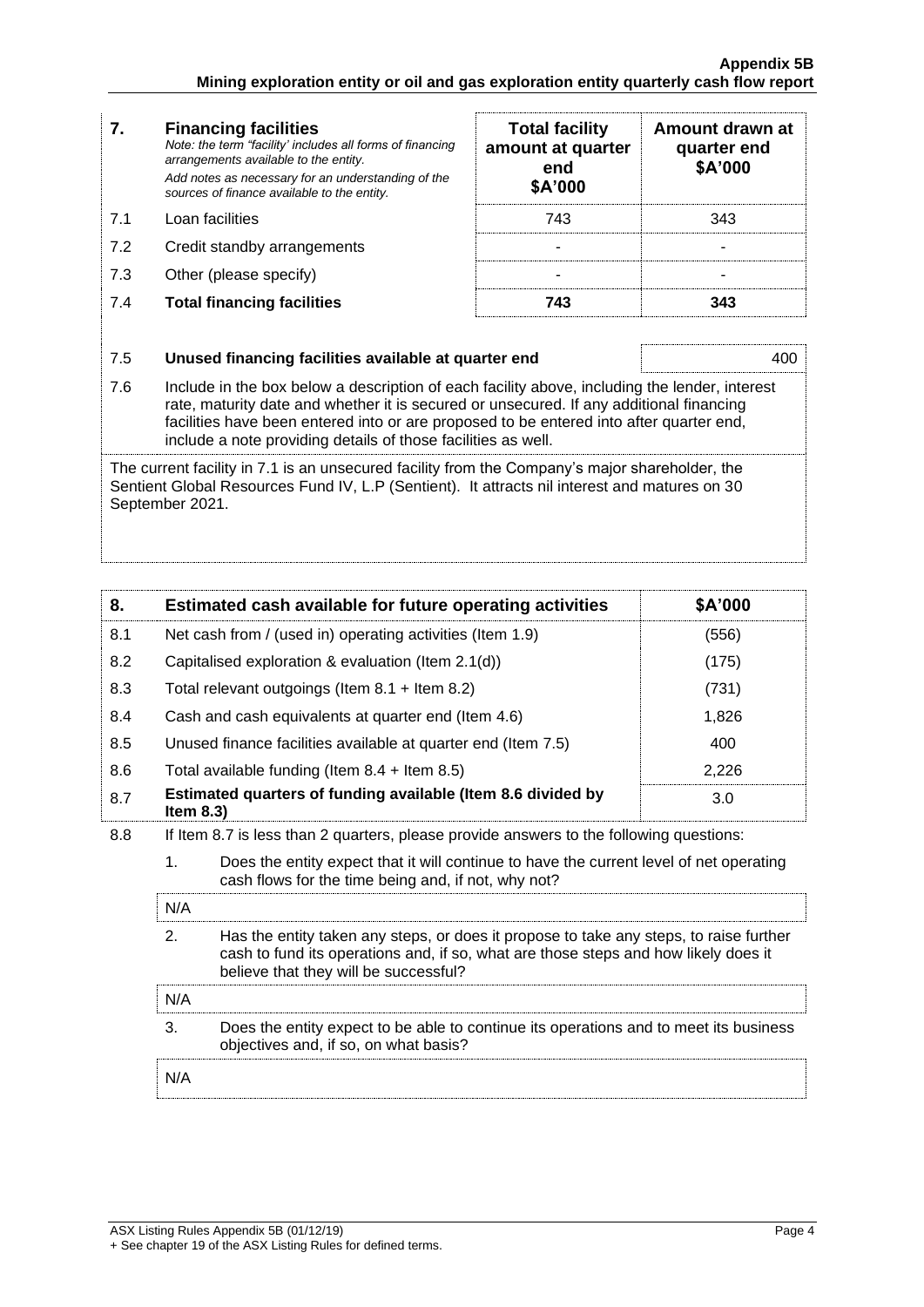| 7. | **Financing facilities** *Note: the term "facility' includes all forms of financing arrangements available to the entity.* *Add notes as necessary for an understanding of the sources of finance available to the entity.* | **Total facility amount at quarter end \$A'000** | **Amount drawn at quarter end \$A'000** |
|---|---|---|---|
| 7.1 | Loan facilities | 743 | 343 |
| 7.2 | Credit standby arrangements | - | - |
| 7.3 | Other (please specify) | - | - |
| 7.4 | **Total financing facilities** | **743** | **343** |

| 7.5 | **Unused financing facilities available at quarter end** | 400 |
|---|---|---|

7.6 Include in the box below a description of each facility above, including the lender, interest rate, maturity date and whether it is secured or unsecured. If any additional financing facilities have been entered into or are proposed to be entered into after quarter end, include a note providing details of those facilities as well.

The current facility in 7.1 is an unsecured facility from the Company's major shareholder, the Sentient Global Resources Fund IV, L.P (Sentient). It attracts nil interest and matures on 30 September 2021.

| 8. | **Estimated cash available for future operating activities** | **\$A'000** |
|---|---|---|
| 8.1 | Net cash from / (used in) operating activities (Item 1.9) | (556) |
| 8.2 | Capitalised exploration & evaluation (Item 2.1(d)) | (175) |
| 8.3 | Total relevant outgoings (Item 8.1 + Item 8.2) | (731) |
| 8.4 | Cash and cash equivalents at quarter end (Item 4.6) | 1,826 |
| 8.5 | Unused finance facilities available at quarter end (Item 7.5) | 400 |
| 8.6 | Total available funding (Item 8.4 + Item 8.5) | 2,226 |
| 8.7 | **Estimated quarters of funding available (Item 8.6 divided by Item 8.3)** | 3.0 |

8.8 If Item 8.7 is less than 2 quarters, please provide answers to the following questions:

1. Does the entity expect that it will continue to have the current level of net operating cash flows for the time being and, if not, why not?

N/A

2. Has the entity taken any steps, or does it propose to take any steps, to raise further cash to fund its operations and, if so, what are those steps and how likely does it believe that they will be successful?

N/A

3. Does the entity expect to be able to continue its operations and to meet its business objectives and, if so, on what basis?

N/A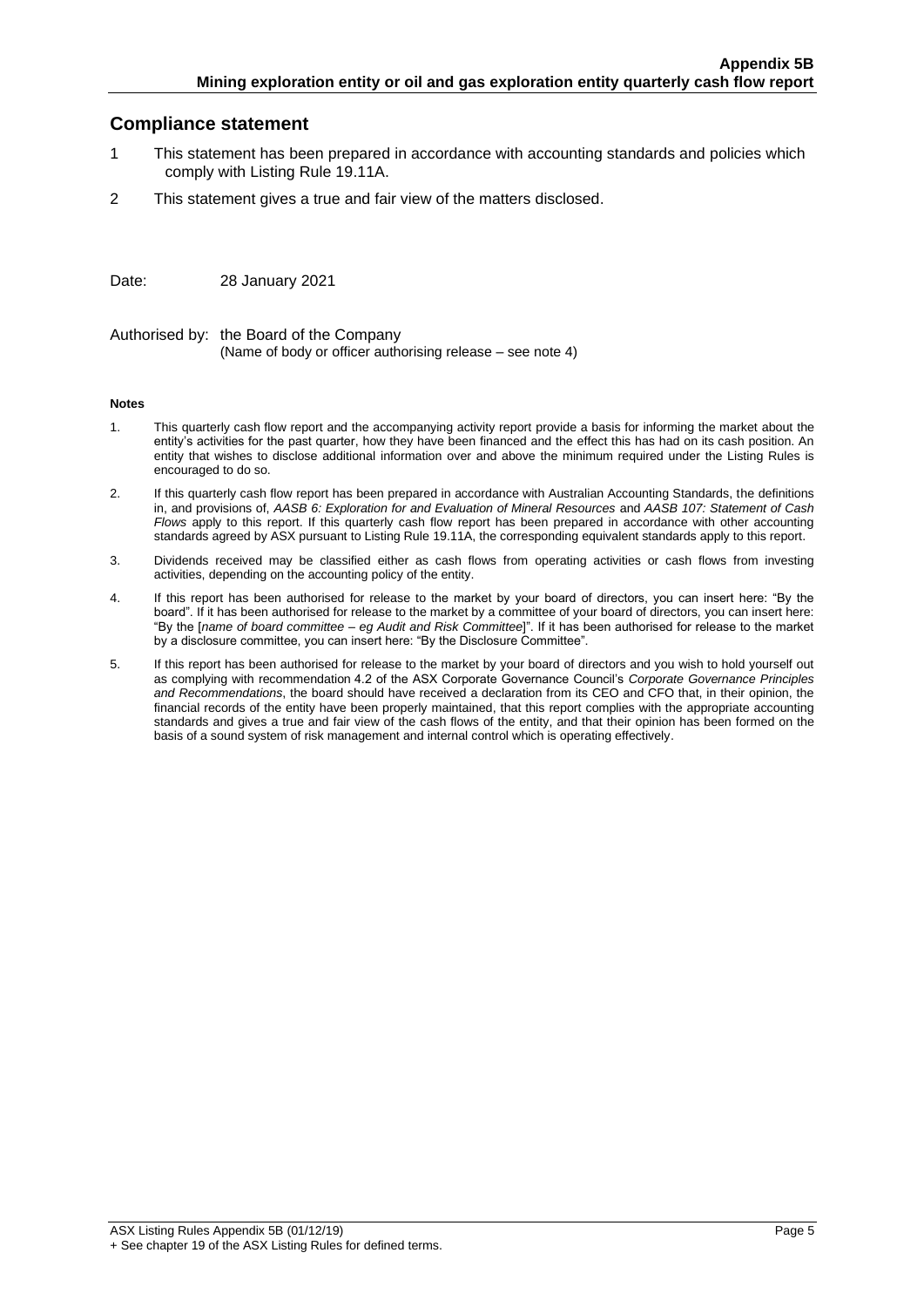## Compliance statement

1 This statement has been prepared in accordance with accounting standards and policies which comply with Listing Rule 19.11A.

2 This statement gives a true and fair view of the matters disclosed.

Date: 28 January 2021

Authorised by: the Board of the Company
(Name of body or officer authorising release – see note 4)

**Notes**

1. This quarterly cash flow report and the accompanying activity report provide a basis for informing the market about the entity's activities for the past quarter, how they have been financed and the effect this has had on its cash position. An entity that wishes to disclose additional information over and above the minimum required under the Listing Rules is encouraged to do so.

2. If this quarterly cash flow report has been prepared in accordance with Australian Accounting Standards, the definitions in, and provisions of, *AASB 6: Exploration for and Evaluation of Mineral Resources* and *AASB 107: Statement of Cash Flows* apply to this report. If this quarterly cash flow report has been prepared in accordance with other accounting standards agreed by ASX pursuant to Listing Rule 19.11A, the corresponding equivalent standards apply to this report.

3. Dividends received may be classified either as cash flows from operating activities or cash flows from investing activities, depending on the accounting policy of the entity.

4. If this report has been authorised for release to the market by your board of directors, you can insert here: "By the board". If it has been authorised for release to the market by a committee of your board of directors, you can insert here: "By the [*name of board committee – eg Audit and Risk Committee*]". If it has been authorised for release to the market by a disclosure committee, you can insert here: "By the Disclosure Committee".

5. If this report has been authorised for release to the market by your board of directors and you wish to hold yourself out as complying with recommendation 4.2 of the ASX Corporate Governance Council's *Corporate Governance Principles and Recommendations*, the board should have received a declaration from its CEO and CFO that, in their opinion, the financial records of the entity have been properly maintained, that this report complies with the appropriate accounting standards and gives a true and fair view of the cash flows of the entity, and that their opinion has been formed on the basis of a sound system of risk management and internal control which is operating effectively.